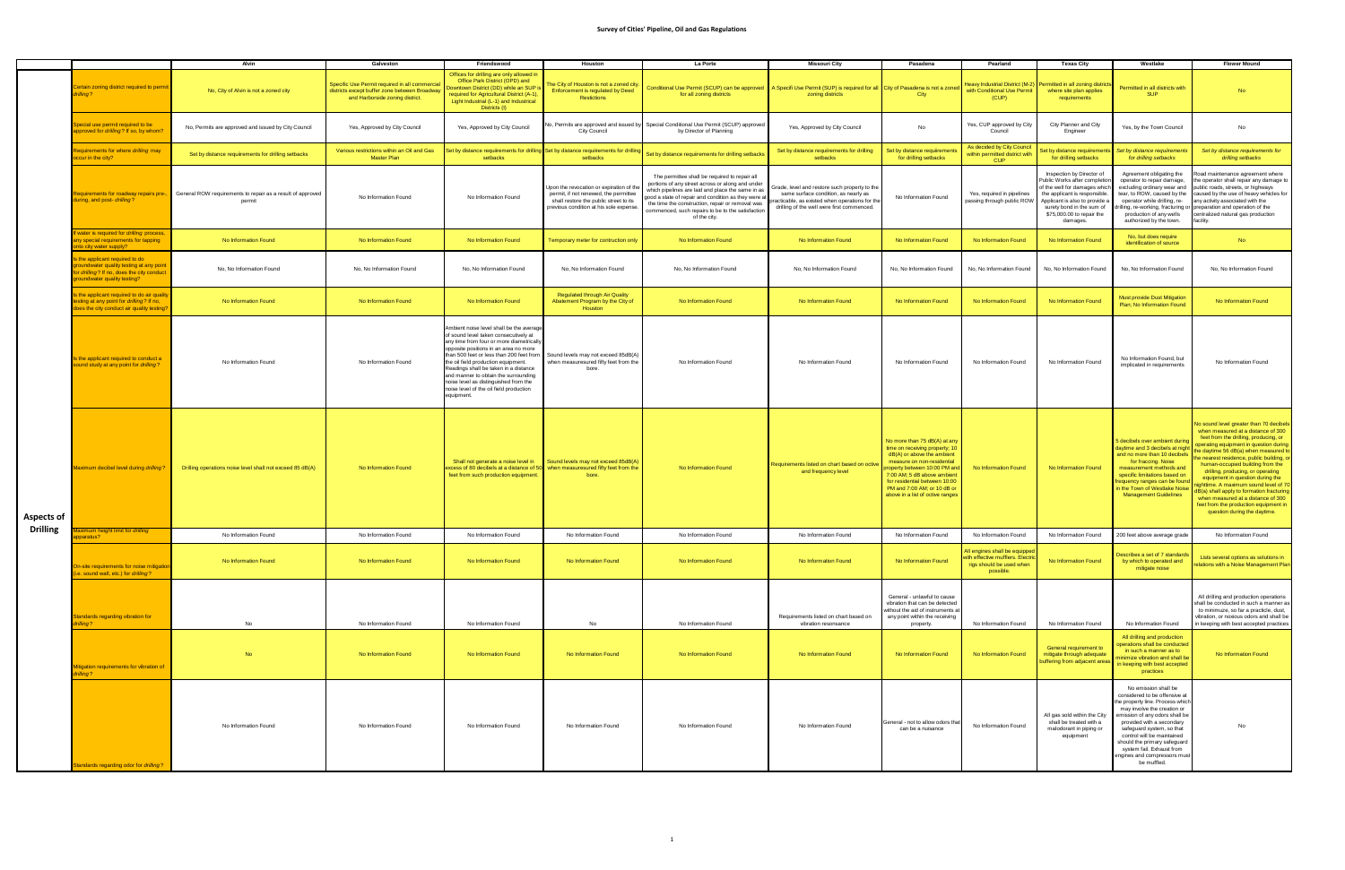# Survey of Cities' Pipeline, Oil and Gas Regulations

| | | Alvin | Galveston | Friendswood | Houston | La Porte | Missouri City | Pasadena | Pearland | Texas City | Westlake | Flower Mound |
|---|---|---|---|---|---|---|---|---|---|---|---|---|
| Aspects of Drilling | Certain zoning district required to permit *drilling*? | No, City of Alvin is not a zoned city | Specific Use Permit required in all commercial districts except buffer zone between Broadway and Harborside zoning district. | Offices for drilling are only allowed in Office Park District (OPD) and Downtown District (DD) while an SUP is required for Agricultural District (A-1), Light Industrial (L-1) and Industrial Districts (I) | The City of Houston is not a zoned city. Enforcement is regulated by Deed Restrictions | Conditional Use Permit (SCUP) can be approved for all zoning districts | A Specifi Use Permit (SUP) is required for all zoning districts | City of Pasadena is not a zoned City | Heavy Industrial District (M-2) with Conditional Use Permit (CUP) | Permitted in all zoning districts where site plan applies requirements | Permitted in all districts with SUP | No |
| | Special use permit required to be approved for *drilling*? If so, by whom? | No, Permits are approved and issued by City Council | Yes, Approved by City Council | Yes, Approved by City Council | No, Permits are approved and issued by City Council | Special Conditional Use Permit (SCUP) approved by Director of Planning | Yes, Approved by City Council | No | Yes, CUP approved by City Council | City Planner and City Engineer | Yes, by the Town Council | No |
| | Requirements for where *drilling* may occur in the city? | Set by distance requirements for drilling setbacks | Various restrictions within an Oil and Gas Master Plan | Set by distance requirements for drilling setbacks | Set by distance requirements for drilling setbacks | Set by distance requirements for drilling setbacks | Set by distance requirements for drilling setbacks | Set by distance requirements for drilling setbacks | As decided by City Council within permitted district with CUP | Set by distance requirements for drilling setbacks | *Set by distance requirements for drilling setbacks* | *Set by distance requirements for drilling setbacks* |
| | Requirements for roadway repairs pre-, during, and post- *drilling*? | General ROW requirements to repair as a result of approved permit | No Information Found | No Information Found | Upon the revocation or expiration of the permit, if not renewed, the permittee shall restore the public street to its previous condition at his sole expense. | The permittee shall be required to repair all portions of any street across or along and under which pipelines are laid and place the same in as good a state of repair and condition as they were at the time the construction, repair or removal was commenced, such repairs to be to the satisfaction of the city. | Grade, level and restore such property to the same surface condition, as nearly as practicable, as existed when operations for the drilling of the well were first commenced. | No Information Found | Yes, required in pipelines passing through public ROW | Inspection by Director of Public Works after completion of the well for damages which the applicant is responsible. Applicant is also to provide a surety bond in the sum of $75,000.00 to repair the damages. | Agreement obligating the operator to repair damage, excluding ordinary wear and tear, to ROW, caused by the operator while drilling, re-drilling, re-working, fracturing or production of any wells authorized by the town. | Road maintenance agreement where the operator shall repair any damage to public roads, streets, or highways caused by the use of heavy vehicles for any activity associated with the preparation and operation of the centralized natural gas production facility. |
| | If water is required for *drilling* process, any special requirements for tapping onto city water supply? | No Information Found | No Information Found | No Information Found | Temporary meter for contruction only | No Information Found | No Information Found | No Information Found | No Information Found | No Information Found | No, but does require identification of source | No |
| | Is the applicant required to do groundwater quality testing at any point for *drilling*? If no, does the city conduct groundwater quality testing? | No, No Information Found | No, No Information Found | No, No Information Found | No, No Information Found | No, No Information Found | No, No Information Found | No, No Information Found | No, No Information Found | No, No Information Found | No, No Information Found | No, No Information Found |
| | Is the applicant required to do air quality testing at any point for *drilling*? If no, does the city conduct air quality testing? | No Information Found | No Information Found | No Information Found | Regulated through Air Quality Abatement Program by the City of Houston | No Information Found | No Information Found | No Information Found | No Information Found | No Information Found | Must provide Dust Mitigation Plan; No Information Found | No Information Found |
| | Is the applicant required to conduct a sound study at any point for *drilling*? | No Information Found | No Information Found | Ambient noise level shall be the average of sound level taken consecutively at any time from four or more diametrically opposite positions in an area no more than 500 feet or less than 200 feet from the oil field production equipment. Readings shall be taken in a distance and manner to obtain the surrounding noise level as distinguished from the noise level of the oil field production equipment. | Sound levels may not exceed 85dB(A) when measuresured fifty feet from the bore. | No Information Found | No Information Found | No Information Found | No Information Found | No Information Found | No Information Found, but implicated in requirements | No Information Found |
| | Maximum decibel level during *drilling*? | Drilling operations noise level shall not exceed 85 dB(A) | No Information Found | Shall not generate a noise level in excess of 80 decibels at a distance of 50 feet from such production equipment. | Sound levels may not exceed 85dB(A) when measuresured fifty feet from the bore. | No Information Found | Requirements listed on chart based on octive and frequency level | No more than 75 dB(A) at any time on receiving property; 10 dB(A) or above the ambient measure on non-residential property between 10:00 PM and 7:00 AM; 5 dB above ambient for residential between 10:00 PM and 7:00 AM; or 10 dB or above in a list of octive ranges | No Information Found | No Information Found | 5 decibels over ambient during daytime and 3 decibels at night and no more than 10 decibels for fraccing. Noise measurement methods and specific limitations based on frequency ranges can be found in the Town of Westlake Noise Management Guidelines | No sound level greater than 70 decibels when measured at a distance of 300 feet from the drilling, producing, or operating equipment in question during the daytime 58 dB(a) when measured to the nearest residence, public building, or human-occupied building from the drilling, producing, or operating equipment in question during the nighttime. A maximum sound level of 70 dB(a) shall apply to formation fracturing when measured at a distance of 300 feet from the production equipment in question during the daytime. |
| | Maximum height limit for *drilling* apparatus? | No Information Found | No Information Found | No Information Found | No Information Found | No Information Found | No Information Found | No Information Found | No Information Found | No Information Found | 200 feet above average grade | No Information Found |
| | On-site requirements for noise mitigation (i.e. sound wall, etc.) for *drilling*? | No Information Found | No Information Found | No Information Found | No Information Found | No Information Found | No Information Found | No Information Found | All engines shall be equipped with effective mufflers. Electric rigs should be used when possible. | No Information Found | Describes a set of 7 standards by which to operated and mitigate noise | Lists several options as solutions in relations with a Noise Management Plan |
| | Standards regarding vibration for *drilling*? | No | No Information Found | No Information Found | No | No Information Found | Requirements listed on chart based on vibration resonance | General - unlawful to cause vibration that can be detected without the aid of instruments at any point within the receiving property. | No Information Found | No Information Found | No Information Found | All drilling and production operations shall be conducted in such a manner as to minimize, so far a practicle, dust, vibration, or noxious odors and shall be in keeping with best accepted practices |
| | Mitigation requirements for vibration of *drilling*? | No | No Information Found | No Information Found | No Information Found | No Information Found | No Information Found | No Information Found | No Information Found | General requirement to mitigate through adequate buffering from adjacent areas | All drilling and production operations shall be conducted in such a manner as to minimize vibration and shall be in keeping with best accepted practices | No Information Found |
| | Standards regarding odor for *drilling*? | No Information Found | No Information Found | No Information Found | No Information Found | No Information Found | No Information Found | General - not to allow odors that can be a nuisance | No Information Found | All gas sold within the City shall be treated with a malodorant in piping or equipment | No emission shall be considered to be offensive at the property line. Process which may involve the creation or emission of any odors shall be provided with a secondary safeguard system, so that control will be maintained should the primary safeguard system fail. Exhaust from engines and compressors must be muffled. | No |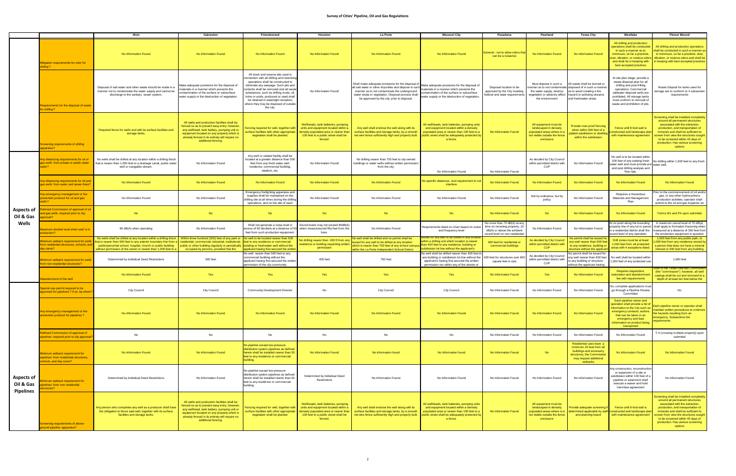# Survey of Cities' Pipeline, Oil and Gas Regulations

| | | Alvin | Galveston | Friendswood | Houston | La Porte | Missouri City | Pasadena | Pearland | Texas City | Westlake | Flower Mound |
|---|---|---|---|---|---|---|---|---|---|---|---|---|
| | Mitigation requirements for odor for *drilling* ? | No Information Found | No Information Found | No Information Found | No Information Found | No Information Found | No Information Found | General - not to allow odors that can be a nuisance | No Information Found | No Information Found | All drilling and production operations shall be conducted in such a manner as to minimize, so far a practicle, dust, vibration, or noxious odors and shall be in keeping with best accepted practices | All drilling and production operations shall be conducted in such a manner as to minimize, so far a practicle, dust, vibration, or noxious odors and shall be in keeping with best accepted practices |
| | Requirements for the disposal of waste for *drilling* ? | Disposal of salt water and other waste should be made in a manner not to contaminate the water supply and cannot be discharge to the sanitary sewer system. | Make adequate provisions for the disposal of materials in a manner which prevents the contamination of the surface or subsurface water supply and the destruction of vegetation. | All slush and reserve pits used in connection with all drilling and reworking operations shall be constructed to eliminate any seepage. Such pits and contents shall be removed and all waste substances, such as drilling muds, oil, brine or acids, produced or used shall be retained in watertight receptors where they may be disposed of outside the city. | No Information Found | Shall make adequate provisions for the disposal of all salt water or other impurities and dispose in such manner as to not contaminate the underground water strata or vegetation. Disposal process shall be approved by the city, prior to disposal. | Make adequate provisions for the disposal of materials in a manner which prevents the contamination of the surface or subsurface water supply and the destruction of vegetation. | Disposal location to be approved by the City meeting federal and state requirements | Must dispose in such a manner as to not contaminate the water supply, destroy vegetation or adversly affect the environment | All waste shall be burned or disposed of in such a manner as to avoid creating a fire hazard or polluting streams and freshwater strata. | At site plan stage, provide a waste disposal plan for all drilling and post-frilling operations. Commercial saltwater disposal wells are prohibited. All storage tanks must conform to removal of waste and prohibition of pits. | Waste Disposal for tanks used for storage are to conform to 4 subsection requirements |
| | Screening requirements of *drilling* apparatus? | Required fence for wells and with its surface facilities and storage tanks. | All wells and production facilities shall be fenced so as to prevent easy entry; however, any wellhead, tank battery, pumping unit or equipment located on any property which is already fenced in its entirety will require no additional fencing. | Fencing required for well, together with surface facilities with other appropriate vegetation shall be planted. | Wellheads, tank batteries, pumping units and equipment located within a densely populated area or nearer than 100 feet to a public street shall be fenced. | Any well shall enclose the well along with its surface facilities and storage tanks, by a smooth net wire fence sufficiently high and properly built. | All wellheads, tank batteries, pumping units and equipment located within a densely populated area or nearer than 100 feet to a public street shall be adequately protected by a fence. | No Information Found | All equipment must be landscaped in densely populated areas where is is not visible outside the fence enclosure | Provide man-proof fencing when within 500 feet of a platted subdivision or dwelling within the subdivision | Fence until 8-foot wall is constructed and landscape plan with maintenance agreement | Screening shall be installed completely around all permanent structures associated with the extraction, production, and transportation of minerals and shall be sufficient to screen from view the structures sought to be screened within 45 days of production. Has various screening options |
| **Aspects of Oil & Gas Wells** | Any distancing requirements for oil or gas *wells* from private or public water *wells*? | No wells shall be drilled at any location within a drilling block that is nearer than 1,000 feet to a drainage canal, public water well or navigable stream. | No Information Found | Any well or related facility shall be located at a greater distance than 500 feet from any fresh water well, residence, commercial building, stadium, etc. | No Information Found | No drilling nearer than 750 feet to city-owned buildings or water wells without written permission from the city. | No Information Found | No Information Found | As decided by City Council within permitted district with CUP | No Information Found | No well is to be located within 200 feet of any existing fresh water well and must provide pre and post drilling analysis and flow rate. | No drilling within 1,000 feet to any fresh water well. |
| | Any distancing requirements for oil and gas *wells* from water and sewer lines? | No Information Found | No Information Found | No Information Found | No Information Found | No Information Found | No specific distances. Just requirement to not interfere | No Information Found | No Information Found | No Information Found | No Information Found | No Information Found |
| | Any emergency management or fire prevention protocol for oil and gas *wells*? | No Information Found | No Information Found | Emergency firefighting apparatus and supplies shall be maintained on the drilling site at all times during the drilling operations, and on the site of each | No Information Found | No Information Found | No Information Found | No Information Found | Not by ordinance, but by policy | No Information Found | Requires a Hazardous Materials and Management Plan | Prior to the commencement of oil and/or gas, or any other hydrocarbons production activities, operator shall submit to the oil and gas inspector an |
| | Railroad Commission of approval of oil and gas *wells* required prior to city approval? | No | No | No | No | No | No | No Information Found | No | No Information Found | No Information Found | Forms W1 and P4 upon submittal |
| | Maximum decibel level when *well* is in production? | 85 dB(A) when operating | No Information Found | Shall not generate a noise level in excess of 80 decibels at a distance of 50 feet from such production equipment. | Sound levels may not exceed 85dB(A) when measuresured fifty feet from the bore. | No Information Found | Requirements listed on chart based on octive and frequency level | No more than 75 dB(A) at any time on receiving property; 10 dB(A) or above the ambient sound level on non-residential | No Information Found | No Information Found | At no point along the bounding property line of any lot or parcel in a residential district shall the sound level of any operation | A maximum sound level of 70 dB(a) shall apply to formation fracturing when measured at a distance of 300 feet from the production equipment in question |
| | Minimum setback requirement for *wells* from residential structures, schools, and day cares? | No wells shall be drilled at any location within a drilling block that is nearer than 500 feet to any exterior boundary line from a public/parochial school, hospital, church or public building without permission of the owner or nearer than 1,000 feet to a | Within three hundred (300) feet of any park or residential, commercial, industrial, institutional, public or other building regularly or periodically occupied by persons, provided that the | No well to be located nearer than 500 feet to any residence or commercial building or freshwater well without the applicant having first secured the written | No drilling nearer than 400 ft from any residence or building reguarding written permission | No well shall be drilled and no permit shall be issued for any well to be drilled at any location which is nearer than 750 feet of any school campus within the La Porte Independent School District | Issued for any well to be drilled at any location within a drilling unit which location is nearer than 400 feet to any residence, building or subdivision lot line without the applicant's | 400 feet for residential or commercial buildings | As decided by City Council within permitted district with CUP | No permit shall be issued for any well nearer than 600 feet to any residence, building or structure without the applicant | Drill zones must be at least 1,000 feet from all protected areas with 4 exceptions listed. | 1,000 feet from any public park; or 1,000 feet from any residence owned by a person that does not have a mineral interest or 500 feet from any building |
| | Minimum setback requirement for *wells* from non-residential structures? | Determined by individual Deed Restrictions | 500 feet | No well nearer than 500 feet to any commercial building without the applicant having first secured the written permission of the city community | 400 feet | 750 feet | No well shall be drilled nearer than 400 feet to any building or subdivision lot line without the applicant's having first secured the written permission nor within any of the streets or | 400 feet for structures over 600 square feet in size | As decided by City Council within permitted district with CUP | No permit shall be issued for any well nearer than 600 feet to any building or structure without the applicant having | No well shall be located within 1,000 feet of any protected use | 1,000 feet |
| | Abandonment of the well | No Information Found | Yes | Yes | Yes | Yes | Yes | No Information Found | Yes | No Information Found | Requires inspections, restoration and abandonment fee with requirements | Rules of the Texas Railroad Commission (the "commission"); however, all well casings shall be cut and removed to a depth of at least ten feet below the |
| **Aspects of Oil & Gas Pipelines** | Special use permit required to be approved for *pipelines* ? If so, by whom? | City Council | City Council | Community Development Director | No | City Council | City Council | No Information Found | No Information Found | No Information Found | No, complete applications must go through a Pipeline Review Committee | No |
| | Any emergency management or fire prevention protocol for *pipelines* ? | No Information Found | No Information Found | No Information Found | No Information Found | No Information Found | No Information Found | No Information Found | No Information Found | No Information Found | Each pipeline owner and operation shall provide a list of information to the City such as emergency contacts, actions that can be taken in an emergency and basic information on product being transported | Each pipeline owner or operator shall maintain written procedures to minimize the hazards resulting from an emergency. Subsections list requirements |
| | Railroad Commission of approval of *pipelines* required prior to city approval? | No | No | No | No | No | No | No Information Found | No Information Found | No Information Found | No Information Found | T-4 (crossing multiple property) upon submittal |
| | Minimum setback requirement for *pipelines* from residential structures, schools, and day cares? | No Information Found | No Information Found | No pipeline except low-pressure distribution system pipelines as defined herein shall be installed nearer than 50 feet to any residence or commercial building. | No Information Found | No information found | No Information found | No Information Found | No | Residential uses have a minimum 25 feet from all buildings and accessory structures, the Commission may request additional setbacks | No Information Found | No Information Found |
| | Minimum setback requirement for *pipelines* from non-residential structures? | Determined by individual Deed Restrictions | No Information Found | No pipeline except low-pressure distribution system pipelines as defined herein shall be installed nearer than 50 feet to any residence or commercial building. | Determined by individual Deed Restrictions | No Information Found | No Information Found | No Information Found | No Information Found | No Information Found | Any construction, reconstruction or expansion of a site or subdivision within 100 feet of a pipeline or easement shall execute a waiver and hold harmless agreement | No Information Found |
| | Screening requirements of above-ground *pipeline* apparatus? | Any person who completes any well as a producer shall have the obligation to fence said well, together with its surface facilities and storage tanks. | All wells and production facilities shall be fenced so as to prevent easy entry; however, any wellhead, tank battery, pumping unit or equipment located on any property which is already fenced in its entirety will require no additional fencing. | Fencing required for well, together with surface facilities with other appropriate vegetation shall be planted. | Wellheads, tank batteries, pumping units and equipment located within a densely populated area or nearer than 100 feet to a public street shall be fenced. | Any well shall enclose the well along with its surface facilities and storage tanks, by a smooth net wire fence sufficiently high and properly built. | All wellheads, tank batteries, pumping units and equipment located within a densely populated area or nearer than 100 feet to a public street shall be adequately protected by a fence. | No Information Found | All equipment must be landscaped in densely populated areas where is is not visible outside the fence enclosure | Provide adequate screening if determined applicable by staff and planning board | Fence until 8-foot wall is constructed and landscape plan with maintenance agreement | Screening shall be installed completely around all permanent structures associated with the extraction, production, and transportation of minerals and shall be sufficient to screen from view the structures sought to be screened within 45 days of production. Has various screening options |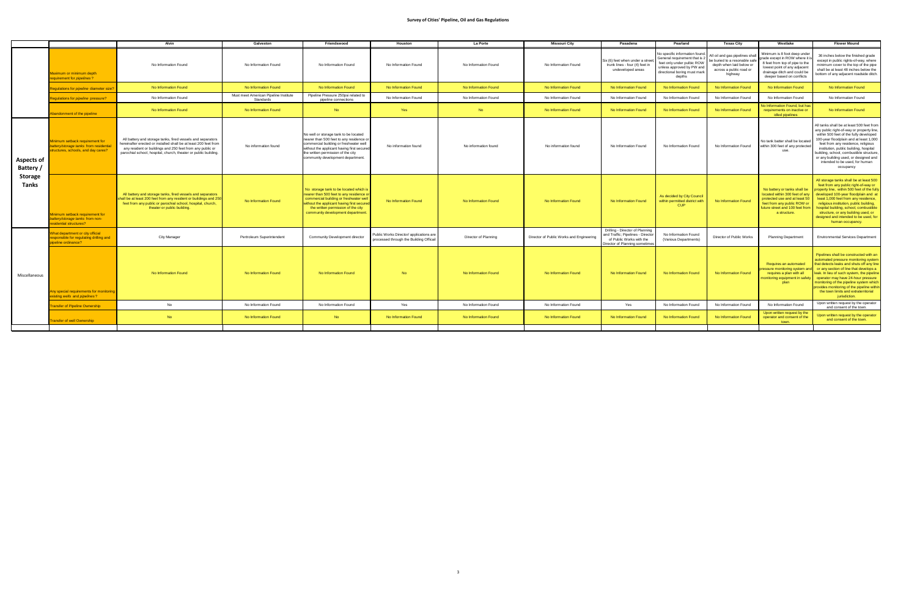# Survey of Cities' Pipeline, Oil and Gas Regulations

| | | Alvin | Galveston | Friendswood | Houston | La Porte | Missouri City | Pasadena | Pearland | Texas City | Westlake | Flower Mound |
|---|---|---|---|---|---|---|---|---|---|---|---|---|
| | Maximum or minimum depth requirement for *pipelines* ? | No Information Found | No Information Found | No Information Found | No Information Found | No Information Found | No Information Found | Six (6) feet when under a street; trunk lines - four (4) feet in undeveloped areas | No specific information found. General requirement that is 2 feet only under public ROW unless approved by PW and directional boring must mark depths | All oil and gas pipelines shall be buried to a resonable safe depth when laid below or across a public road or highway | Minimum is 8 foot deep under grade except in ROW where it is 8 feet from top of pipe to the lowest point of any adjacent drainage ditch and could be deeper based on conflicts | 36 inches below the finished grade except in public rights-of-way, where minimum cover to the top of the pipe shall be at least 48 inches below the bottom of any adjacent roadside ditch. |
| | Regulations for *pipeline* diameter size? | No Information Found | No Information Found | No Information Found | No Information Found | No Information Found | No Information Found | No Information Found | No Information Found | No Information Found | No Information Found | No Information Found |
| | Regulations for *pipeline* pressure? | No Information Found | Must meet American Pipeline Institute Standards | Pipeline Pressure 250psi related to pipeline connections | No Information Found | No Information Found | No Information Found | No Information Found | No Information Found | No Information Found | No Information Found | No Information Found |
| | Abandonment of the pipeline | No Information Found | No Information Found | No | Yes | No | No Information Found | No Information Found | No Information Found | No Information Found | No Information Found, but has requirements on inactive or idled pipelines | No Information Found |
| **Aspects of Battery / Storage Tanks** | Minimum setback requirement for *battery/storage tanks* from residential structures, schools, and day cares? | All battery and storage tanks, fired vessels and separators hereinafter erected or installed shall be at least 200 feet from any resident or buildings and 250 feet from any public or parochial school, hospital, church, theater or public building. | No information found | No well or storage tank to be located nearer than 500 feet to any residence or commercial building or freshwater well without the applicant having first secured the written permission of the city community development department. | No information found | No information found | No information found | No Information Found | No Information Found | No Information Found | No tank batter shall be located within 300 feet of any protected use. | All tanks shall be at least 500 feet from any public right-of-way or property line, within 500 feet of the fully developed 100-year floodplain and at least 1,000 feet from any residence, religious institution, public building, hospital building, school, combustible structure, or any building used, or designed and intended to be used, for human occupancy |
| | Minimum setback requirement for *battery/storage tanks* from non-residential structures? | All battery and storage tanks, fired vessels and separators shall be at least 200 feet from any resident or buildings and 250 feet from any public or parochial school, hospital, church, theater or public building. | No Information Found | No storage tank to be located which is nearer than 500 feet to any residence or commercial building or freshwater well without the applicant having first secured the written permission of the city community development department. | No Information Found | No Information Found | No Information Found | No Information Found | As decided by City Council within permitted district with CUP | No Information Found | No battery or tanks shall be located within 300 feet of any protected use and at least 50 feet from any public ROW or future street and 100 feet from a structure. | All storage tanks shall be at least 500 feet from any public right-of-way or property line, within 500 feet of the fully developed 100-year floodplain and at least 1,000 feet from any residence, religious institution, public building, hospital building, school, combustible structure, or any building used, or designed and intended to be used, for human occupancy. |
| Miscellaneous | What department or city official responsible for regulating drilling and pipeline ordinance? | City Manager | Petroleum Superintendent | Community Development director | Public Works Director/ applications are processed through the Building Official | Director of Planning | Director of Public Works and Engineering | Drilling - Director of Planning and Traffic; Pipelines - Director of Public Works with the Director of Planning sometimes | No Information Found (Various Departments) | Director of Public Works | Planning Department | Environmental Services Department |
| | Any special requirements for monitoring existing *wells and pipelines* ? | No Information Found | No Information Found | No Information Found | No | No Information Found | No Information Found | No Information Found | No Information Found | No Information Found | Requires an automated pressure monitoring system and requires a plan with all monitoring equipment in safety plan | Pipelines shall be constructed with an automated pressure monitoring system that detects leaks and shuts off any line or any section of line that develops a leak. In lieu of such system, the pipeline operator may have 24-hour pressure monitoring of the pipeline system which provides monitoring of the pipeline within the town limits and extraterritorial jurisdiction. |
| | Transfer of Pipeline Ownership | No | No Information Found | No Information Found | Yes | No Information Found | No Information Found | Yes | No Information Found | No Information Found | No Information Found | Upon written request by the operator and consent of the town. |
| | Transfer of well Ownership | No | No Information Found | No | No Information Found | No Information Found | No Information Found | No Information Found | No Information Found | No Information Found | Upon written request by the operator and consent of the town. | Upon written request by the operator and consent of the town. |